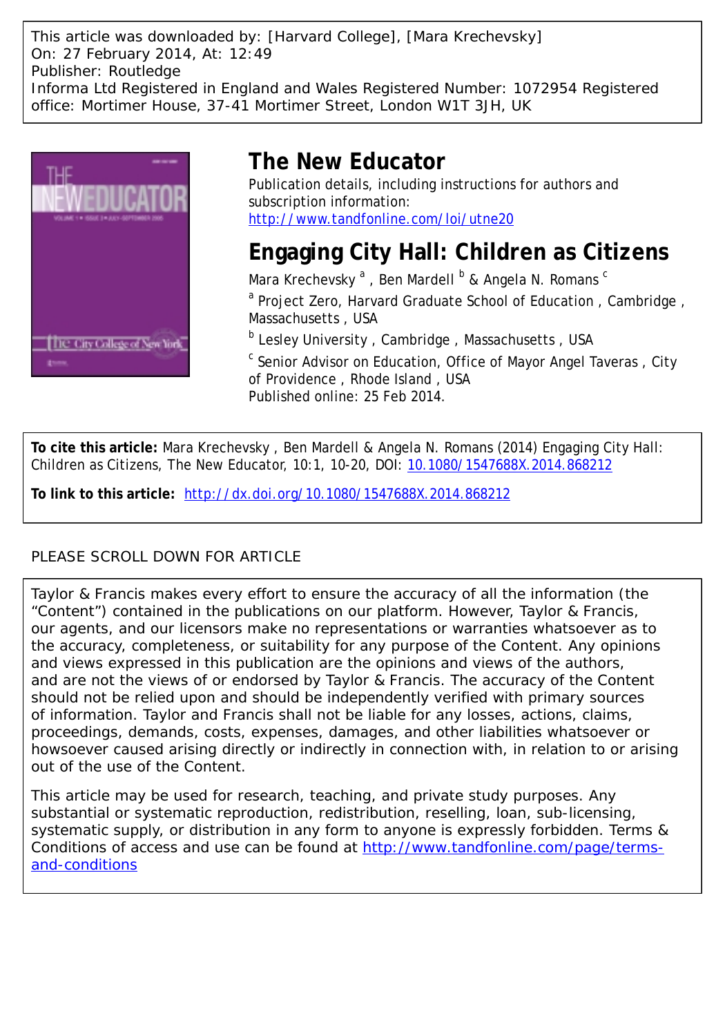This article was downloaded by: [Harvard College], [Mara Krechevsky]
On: 27 February 2014, At: 12:49
Publisher: Routledge
Informa Ltd Registered in England and Wales Registered Number: 1072954 Registered office: Mortimer House, 37-41 Mortimer Street, London W1T 3JH, UK

# The New Educator

Publication details, including instructions for authors and subscription information:
http://www.tandfonline.com/loi/utne20

# Engaging City Hall: Children as Citizens

Mara Krechevsky [a], Ben Mardell [b] & Angela N. Romans [c]

[a] Project Zero, Harvard Graduate School of Education, Cambridge, Massachusetts, USA

[b] Lesley University, Cambridge, Massachusetts, USA

[c] Senior Advisor on Education, Office of Mayor Angel Taveras, City of Providence, Rhode Island, USA

Published online: 25 Feb 2014.

**To cite this article:** Mara Krechevsky, Ben Mardell & Angela N. Romans (2014) Engaging City Hall: Children as Citizens, The New Educator, 10:1, 10-20, DOI: 10.1080/1547688X.2014.868212

**To link to this article:** http://dx.doi.org/10.1080/1547688X.2014.868212

PLEASE SCROLL DOWN FOR ARTICLE

Taylor & Francis makes every effort to ensure the accuracy of all the information (the "Content") contained in the publications on our platform. However, Taylor & Francis, our agents, and our licensors make no representations or warranties whatsoever as to the accuracy, completeness, or suitability for any purpose of the Content. Any opinions and views expressed in this publication are the opinions and views of the authors, and are not the views of or endorsed by Taylor & Francis. The accuracy of the Content should not be relied upon and should be independently verified with primary sources of information. Taylor and Francis shall not be liable for any losses, actions, claims, proceedings, demands, costs, expenses, damages, and other liabilities whatsoever or howsoever caused arising directly or indirectly in connection with, in relation to or arising out of the use of the Content.

This article may be used for research, teaching, and private study purposes. Any substantial or systematic reproduction, redistribution, reselling, loan, sub-licensing, systematic supply, or distribution in any form to anyone is expressly forbidden. Terms & Conditions of access and use can be found at http://www.tandfonline.com/page/terms-and-conditions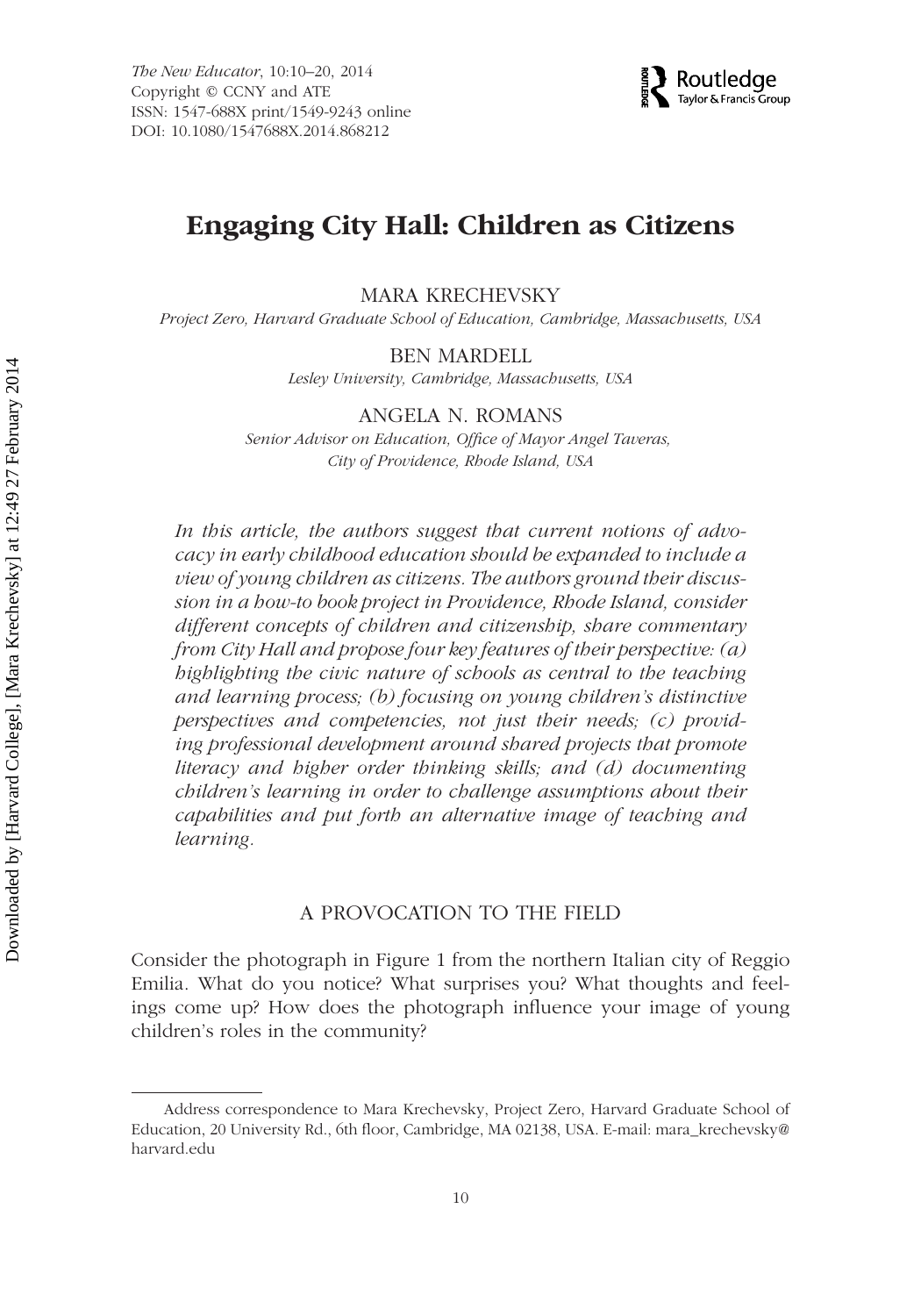# Engaging City Hall: Children as Citizens

MARA KRECHEVSKY

*Project Zero, Harvard Graduate School of Education, Cambridge, Massachusetts, USA*

BEN MARDELL

*Lesley University, Cambridge, Massachusetts, USA*

ANGELA N. ROMANS

*Senior Advisor on Education, Office of Mayor Angel Taveras, City of Providence, Rhode Island, USA*

*In this article, the authors suggest that current notions of advocacy in early childhood education should be expanded to include a view of young children as citizens. The authors ground their discussion in a how-to book project in Providence, Rhode Island, consider different concepts of children and citizenship, share commentary from City Hall and propose four key features of their perspective: (a) highlighting the civic nature of schools as central to the teaching and learning process; (b) focusing on young children's distinctive perspectives and competencies, not just their needs; (c) providing professional development around shared projects that promote literacy and higher order thinking skills; and (d) documenting children's learning in order to challenge assumptions about their capabilities and put forth an alternative image of teaching and learning.*

## A PROVOCATION TO THE FIELD

Consider the photograph in Figure 1 from the northern Italian city of Reggio Emilia. What do you notice? What surprises you? What thoughts and feelings come up? How does the photograph influence your image of young children's roles in the community?

Address correspondence to Mara Krechevsky, Project Zero, Harvard Graduate School of Education, 20 University Rd., 6th floor, Cambridge, MA 02138, USA. E-mail: mara_krechevsky@harvard.edu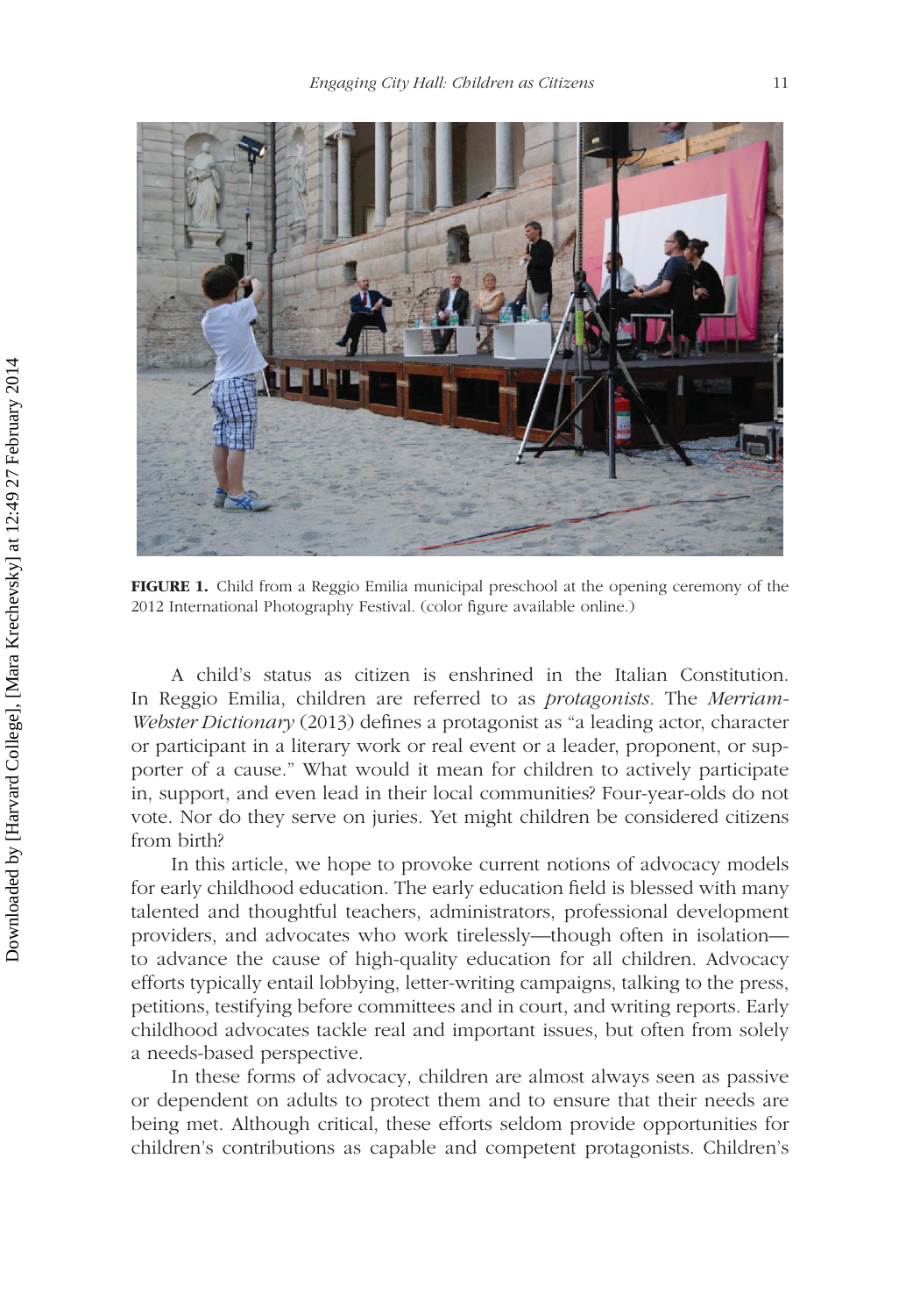**FIGURE 1.** Child from a Reggio Emilia municipal preschool at the opening ceremony of the 2012 International Photography Festival. (color figure available online.)

A child's status as citizen is enshrined in the Italian Constitution. In Reggio Emilia, children are referred to as *protagonists*. The *Merriam-Webster Dictionary* (2013) defines a protagonist as "a leading actor, character or participant in a literary work or real event or a leader, proponent, or supporter of a cause." What would it mean for children to actively participate in, support, and even lead in their local communities? Four-year-olds do not vote. Nor do they serve on juries. Yet might children be considered citizens from birth?

In this article, we hope to provoke current notions of advocacy models for early childhood education. The early education field is blessed with many talented and thoughtful teachers, administrators, professional development providers, and advocates who work tirelessly—though often in isolation—to advance the cause of high-quality education for all children. Advocacy efforts typically entail lobbying, letter-writing campaigns, talking to the press, petitions, testifying before committees and in court, and writing reports. Early childhood advocates tackle real and important issues, but often from solely a needs-based perspective.

In these forms of advocacy, children are almost always seen as passive or dependent on adults to protect them and to ensure that their needs are being met. Although critical, these efforts seldom provide opportunities for children's contributions as capable and competent protagonists. Children's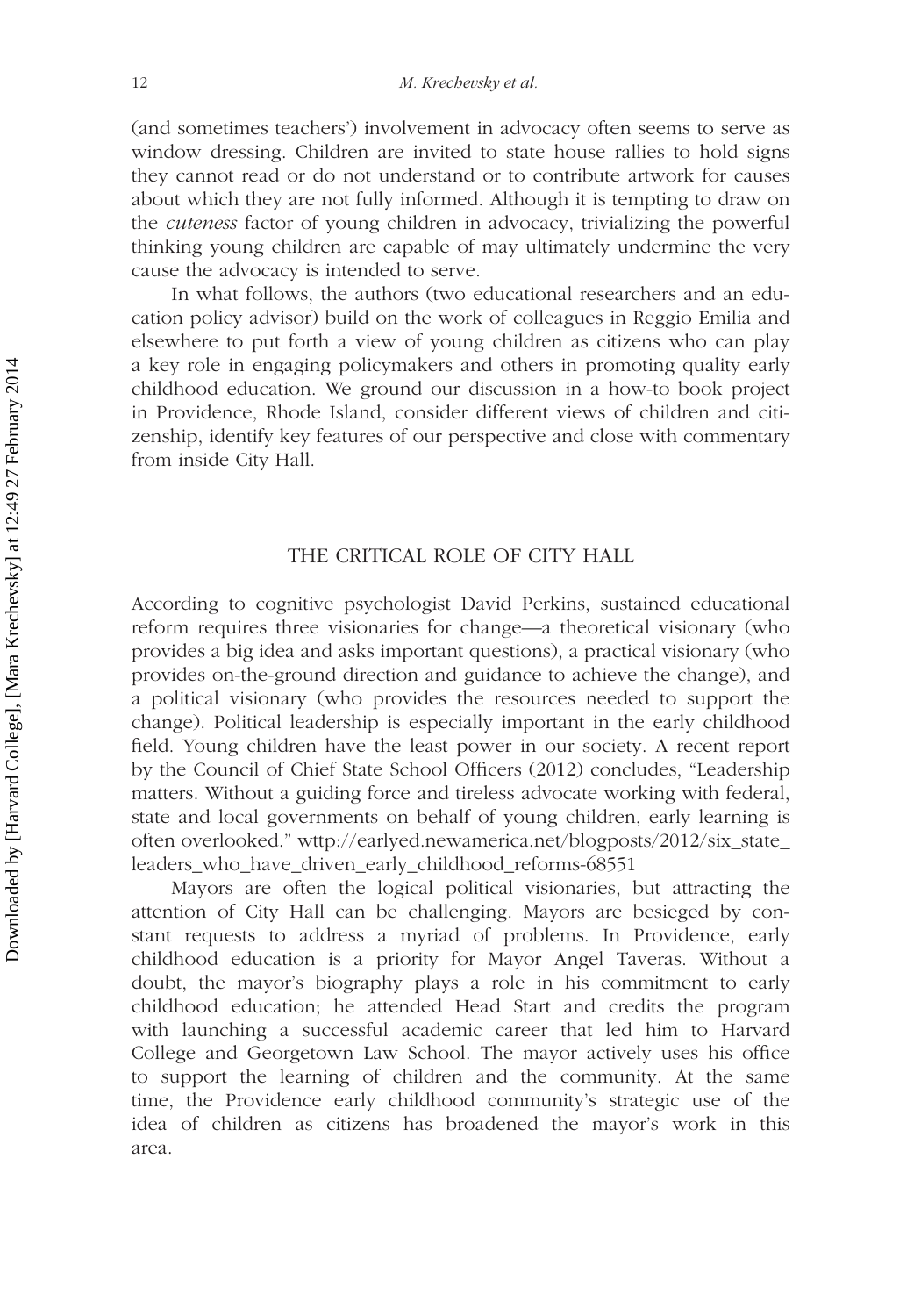(and sometimes teachers') involvement in advocacy often seems to serve as window dressing. Children are invited to state house rallies to hold signs they cannot read or do not understand or to contribute artwork for causes about which they are not fully informed. Although it is tempting to draw on the *cuteness* factor of young children in advocacy, trivializing the powerful thinking young children are capable of may ultimately undermine the very cause the advocacy is intended to serve.

In what follows, the authors (two educational researchers and an education policy advisor) build on the work of colleagues in Reggio Emilia and elsewhere to put forth a view of young children as citizens who can play a key role in engaging policymakers and others in promoting quality early childhood education. We ground our discussion in a how-to book project in Providence, Rhode Island, consider different views of children and citizenship, identify key features of our perspective and close with commentary from inside City Hall.

## THE CRITICAL ROLE OF CITY HALL

According to cognitive psychologist David Perkins, sustained educational reform requires three visionaries for change—a theoretical visionary (who provides a big idea and asks important questions), a practical visionary (who provides on-the-ground direction and guidance to achieve the change), and a political visionary (who provides the resources needed to support the change). Political leadership is especially important in the early childhood field. Young children have the least power in our society. A recent report by the Council of Chief State School Officers (2012) concludes, "Leadership matters. Without a guiding force and tireless advocate working with federal, state and local governments on behalf of young children, early learning is often overlooked." wttp://earlyed.newamerica.net/blogposts/2012/six_state_leaders_who_have_driven_early_childhood_reforms-68551

Mayors are often the logical political visionaries, but attracting the attention of City Hall can be challenging. Mayors are besieged by constant requests to address a myriad of problems. In Providence, early childhood education is a priority for Mayor Angel Taveras. Without a doubt, the mayor's biography plays a role in his commitment to early childhood education; he attended Head Start and credits the program with launching a successful academic career that led him to Harvard College and Georgetown Law School. The mayor actively uses his office to support the learning of children and the community. At the same time, the Providence early childhood community's strategic use of the idea of children as citizens has broadened the mayor's work in this area.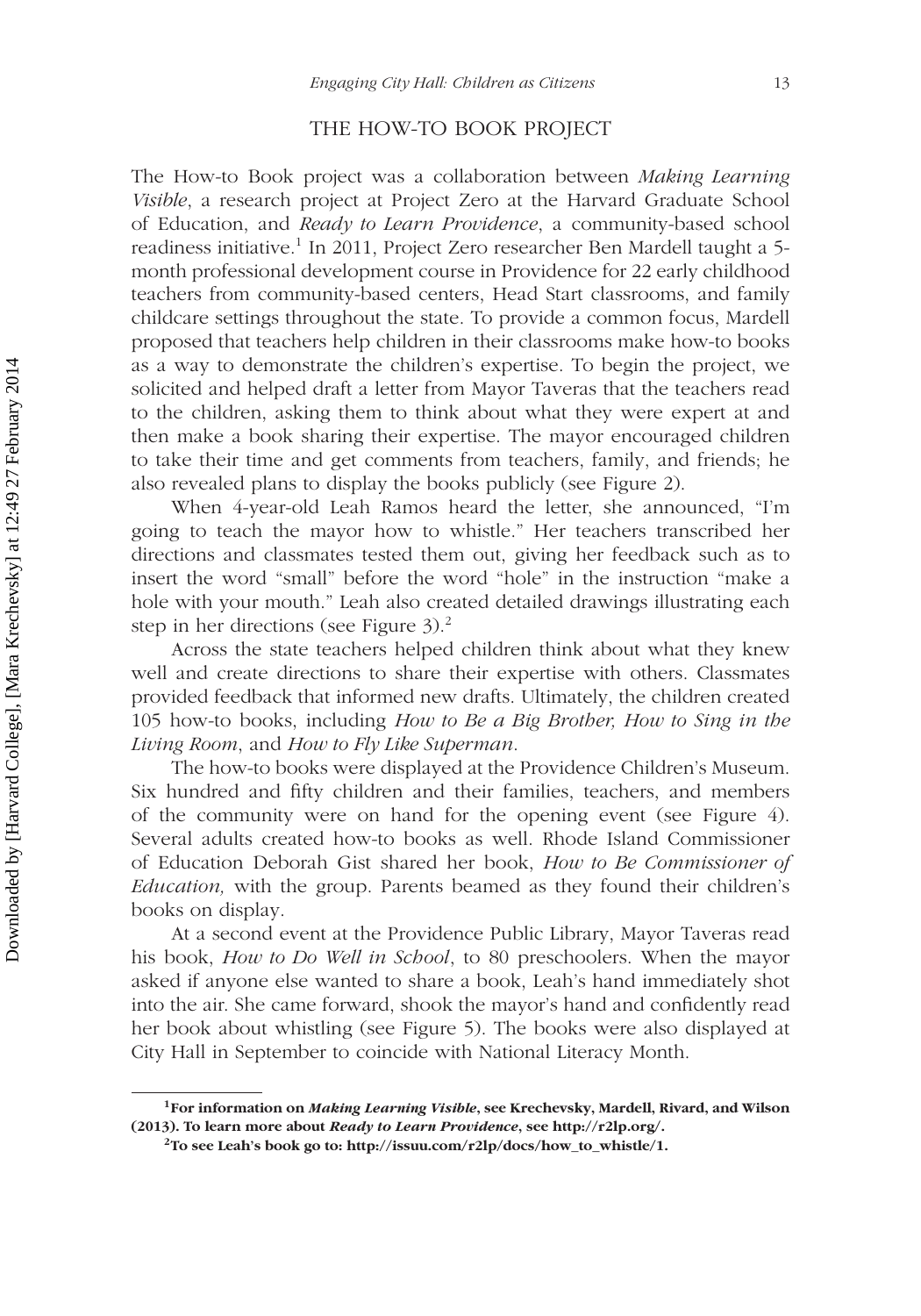## THE HOW-TO BOOK PROJECT

The How-to Book project was a collaboration between *Making Learning Visible*, a research project at Project Zero at the Harvard Graduate School of Education, and *Ready to Learn Providence*, a community-based school readiness initiative.[1] In 2011, Project Zero researcher Ben Mardell taught a 5-month professional development course in Providence for 22 early childhood teachers from community-based centers, Head Start classrooms, and family childcare settings throughout the state. To provide a common focus, Mardell proposed that teachers help children in their classrooms make how-to books as a way to demonstrate the children's expertise. To begin the project, we solicited and helped draft a letter from Mayor Taveras that the teachers read to the children, asking them to think about what they were expert at and then make a book sharing their expertise. The mayor encouraged children to take their time and get comments from teachers, family, and friends; he also revealed plans to display the books publicly (see Figure 2).

When 4-year-old Leah Ramos heard the letter, she announced, "I'm going to teach the mayor how to whistle." Her teachers transcribed her directions and classmates tested them out, giving her feedback such as to insert the word "small" before the word "hole" in the instruction "make a hole with your mouth." Leah also created detailed drawings illustrating each step in her directions (see Figure 3).[2]

Across the state teachers helped children think about what they knew well and create directions to share their expertise with others. Classmates provided feedback that informed new drafts. Ultimately, the children created 105 how-to books, including *How to Be a Big Brother, How to Sing in the Living Room*, and *How to Fly Like Superman*.

The how-to books were displayed at the Providence Children's Museum. Six hundred and fifty children and their families, teachers, and members of the community were on hand for the opening event (see Figure 4). Several adults created how-to books as well. Rhode Island Commissioner of Education Deborah Gist shared her book, *How to Be Commissioner of Education,* with the group. Parents beamed as they found their children's books on display.

At a second event at the Providence Public Library, Mayor Taveras read his book, *How to Do Well in School*, to 80 preschoolers. When the mayor asked if anyone else wanted to share a book, Leah's hand immediately shot into the air. She came forward, shook the mayor's hand and confidently read her book about whistling (see Figure 5). The books were also displayed at City Hall in September to coincide with National Literacy Month.

---

[1] **For information on *Making Learning Visible*, see Krechevsky, Mardell, Rivard, and Wilson (2013). To learn more about *Ready to Learn Providence*, see http://r2lp.org/.**

[2] **To see Leah's book go to: http://issuu.com/r2lp/docs/how_to_whistle/1.**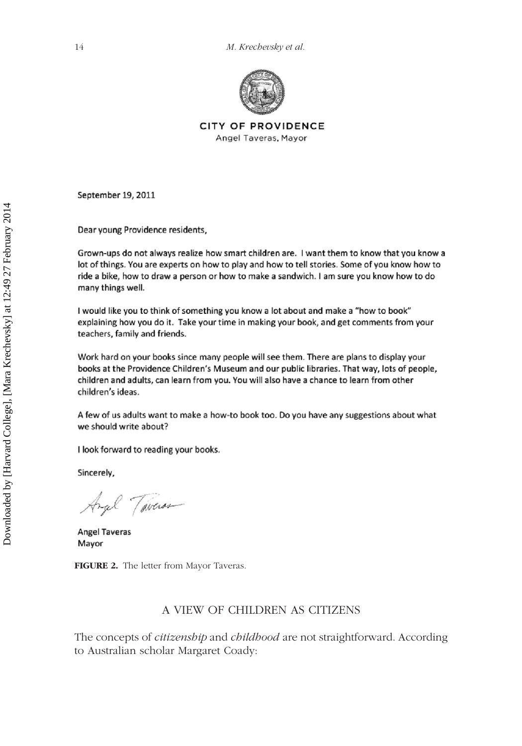CITY OF PROVIDENCE
Angel Taveras, Mayor

September 19, 2011

Dear young Providence residents,

Grown-ups do not always realize how smart children are. I want them to know that you know a lot of things. You are experts on how to play and how to tell stories. Some of you know how to ride a bike, how to draw a person or how to make a sandwich. I am sure you know how to do many things well.

I would like you to think of something you know a lot about and make a "how to book" explaining how you do it. Take your time in making your book, and get comments from your teachers, family and friends.

Work hard on your books since many people will see them. There are plans to display your books at the Providence Children's Museum and our public libraries. That way, lots of people, children and adults, can learn from you. You will also have a chance to learn from other children's ideas.

A few of us adults want to make a how-to book too. Do you have any suggestions about what we should write about?

I look forward to reading your books.

Sincerely,

Angel Taveras
Mayor

**FIGURE 2.** The letter from Mayor Taveras.

## A VIEW OF CHILDREN AS CITIZENS

The concepts of *citizenship* and *childhood* are not straightforward. According to Australian scholar Margaret Coady: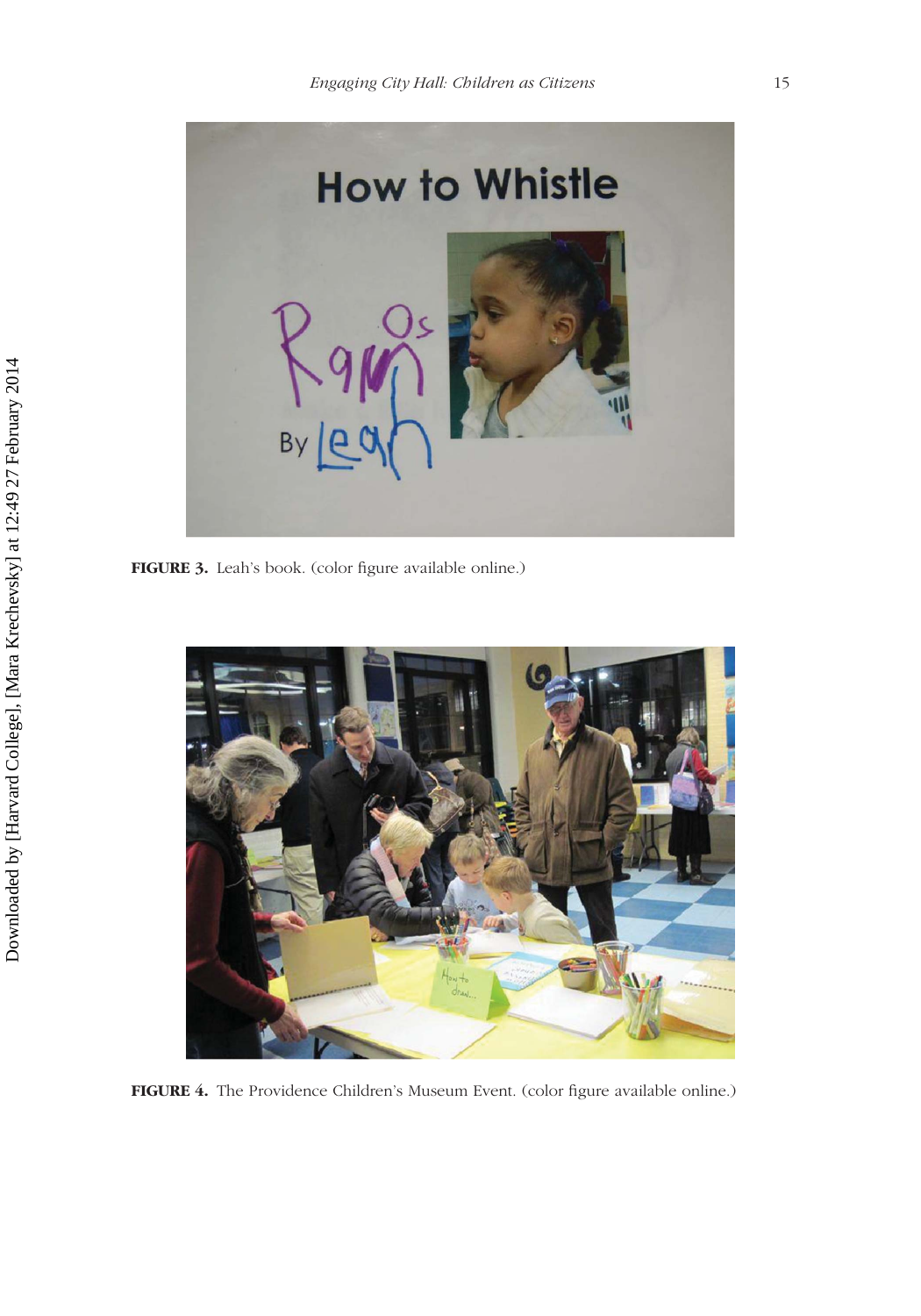FIGURE 3. Leah's book. (color figure available online.)

FIGURE 4. The Providence Children's Museum Event. (color figure available online.)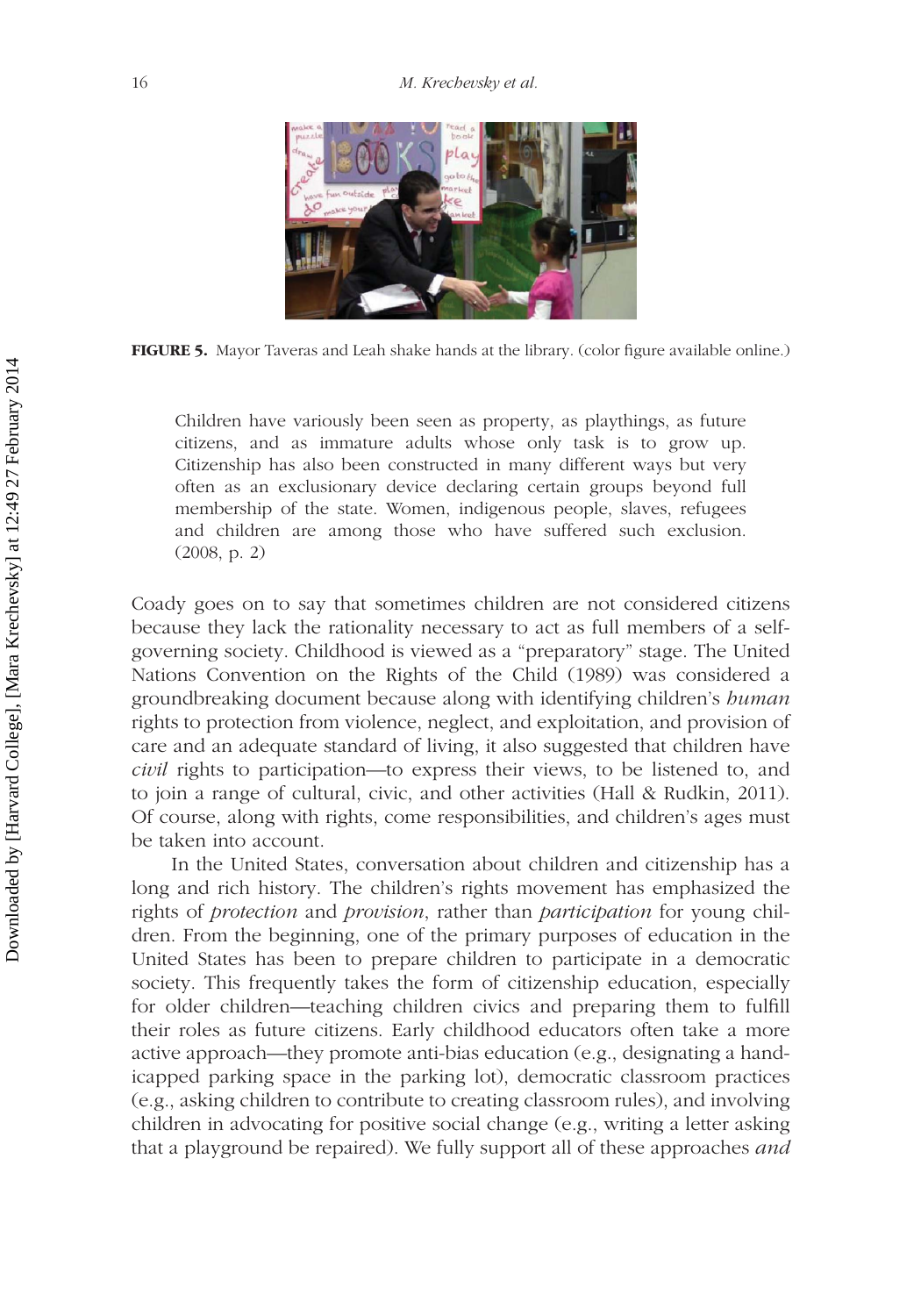FIGURE 5. Mayor Taveras and Leah shake hands at the library. (color figure available online.)

> Children have variously been seen as property, as playthings, as future citizens, and as immature adults whose only task is to grow up. Citizenship has also been constructed in many different ways but very often as an exclusionary device declaring certain groups beyond full membership of the state. Women, indigenous people, slaves, refugees and children are among those who have suffered such exclusion. (2008, p. 2)

Coady goes on to say that sometimes children are not considered citizens because they lack the rationality necessary to act as full members of a self-governing society. Childhood is viewed as a "preparatory" stage. The United Nations Convention on the Rights of the Child (1989) was considered a groundbreaking document because along with identifying children's *human* rights to protection from violence, neglect, and exploitation, and provision of care and an adequate standard of living, it also suggested that children have *civil* rights to participation—to express their views, to be listened to, and to join a range of cultural, civic, and other activities (Hall & Rudkin, 2011). Of course, along with rights, come responsibilities, and children's ages must be taken into account.

In the United States, conversation about children and citizenship has a long and rich history. The children's rights movement has emphasized the rights of *protection* and *provision*, rather than *participation* for young children. From the beginning, one of the primary purposes of education in the United States has been to prepare children to participate in a democratic society. This frequently takes the form of citizenship education, especially for older children—teaching children civics and preparing them to fulfill their roles as future citizens. Early childhood educators often take a more active approach—they promote anti-bias education (e.g., designating a handicapped parking space in the parking lot), democratic classroom practices (e.g., asking children to contribute to creating classroom rules), and involving children in advocating for positive social change (e.g., writing a letter asking that a playground be repaired). We fully support all of these approaches *and*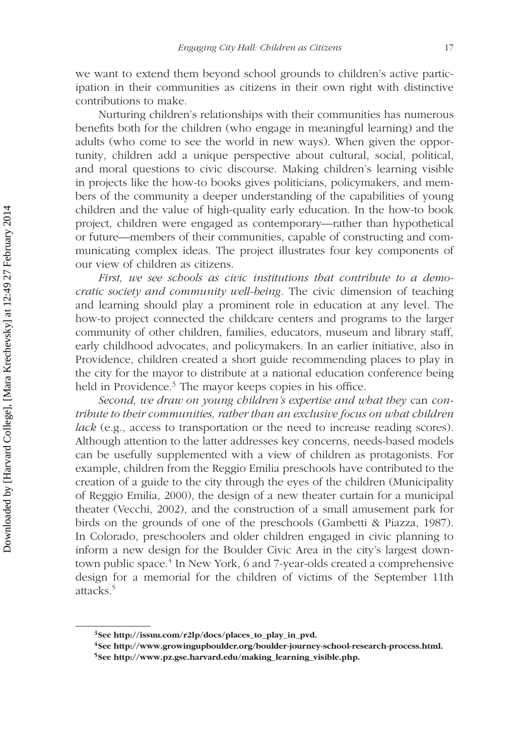we want to extend them beyond school grounds to children's active participation in their communities as citizens in their own right with distinctive contributions to make.

Nurturing children's relationships with their communities has numerous benefits both for the children (who engage in meaningful learning) and the adults (who come to see the world in new ways). When given the opportunity, children add a unique perspective about cultural, social, political, and moral questions to civic discourse. Making children's learning visible in projects like the how-to books gives politicians, policymakers, and members of the community a deeper understanding of the capabilities of young children and the value of high-quality early education. In the how-to book project, children were engaged as contemporary—rather than hypothetical or future—members of their communities, capable of constructing and communicating complex ideas. The project illustrates four key components of our view of children as citizens.

*First, we see schools as civic institutions that contribute to a democratic society and community well-being*. The civic dimension of teaching and learning should play a prominent role in education at any level. The how-to project connected the childcare centers and programs to the larger community of other children, families, educators, museum and library staff, early childhood advocates, and policymakers. In an earlier initiative, also in Providence, children created a short guide recommending places to play in the city for the mayor to distribute at a national education conference being held in Providence.[3] The mayor keeps copies in his office.

*Second, we draw on young children's expertise and what they* can *contribute to their communities, rather than an exclusive focus on what children lack* (e.g., access to transportation or the need to increase reading scores). Although attention to the latter addresses key concerns, needs-based models can be usefully supplemented with a view of children as protagonists. For example, children from the Reggio Emilia preschools have contributed to the creation of a guide to the city through the eyes of the children (Municipality of Reggio Emilia, 2000), the design of a new theater curtain for a municipal theater (Vecchi, 2002), and the construction of a small amusement park for birds on the grounds of one of the preschools (Gambetti & Piazza, 1987). In Colorado, preschoolers and older children engaged in civic planning to inform a new design for the Boulder Civic Area in the city's largest downtown public space.[4] In New York, 6 and 7-year-olds created a comprehensive design for a memorial for the children of victims of the September 11th attacks.[5]

---

[3] See http://issuu.com/r2lp/docs/places_to_play_in_pvd.

[4] See http://www.growingupboulder.org/boulder-journey-school-research-process.html.

[5] See http://www.pz.gse.harvard.edu/making_learning_visible.php.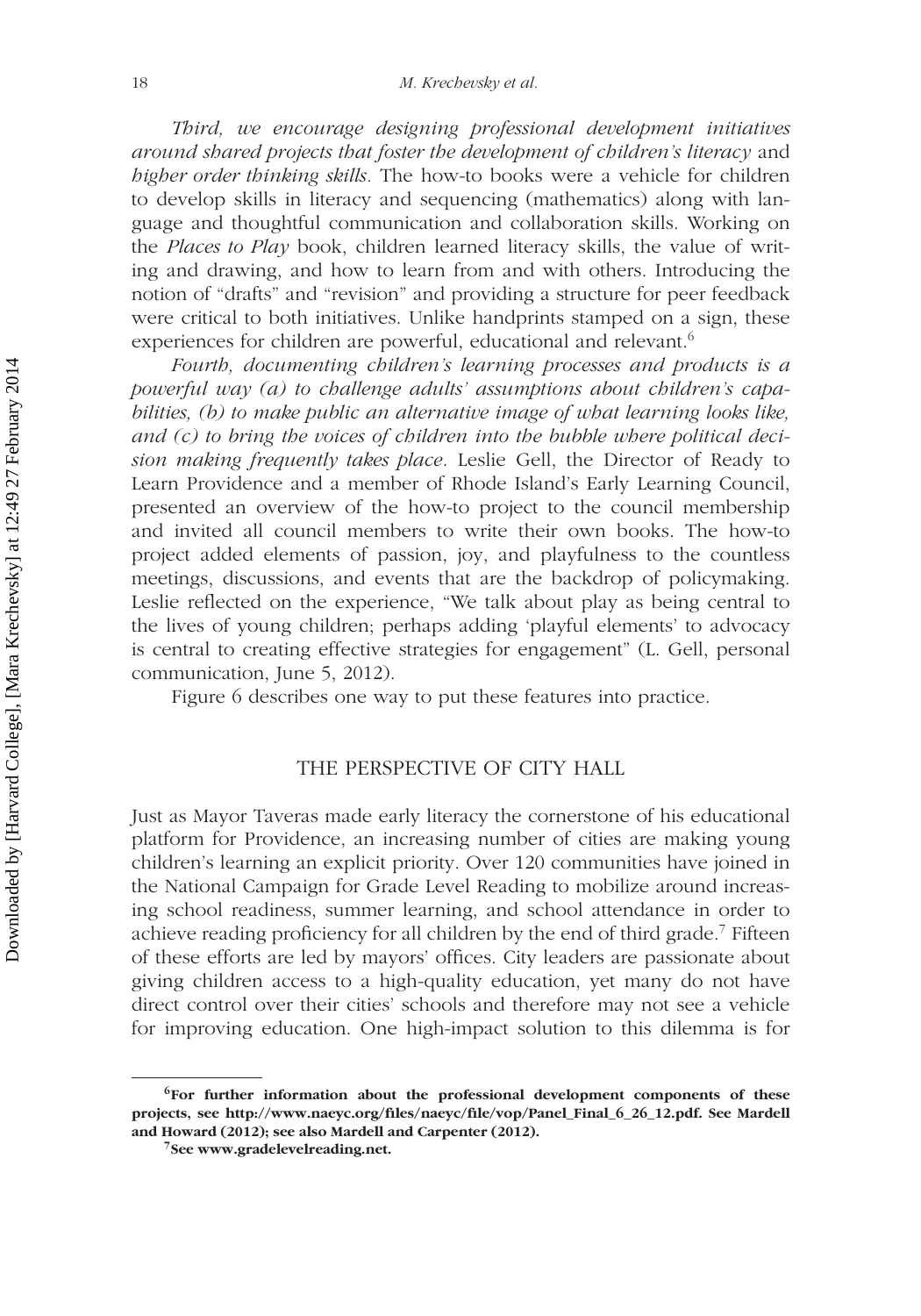*Third, we encourage designing professional development initiatives around shared projects that foster the development of children's literacy* and *higher order thinking skills*. The how-to books were a vehicle for children to develop skills in literacy and sequencing (mathematics) along with language and thoughtful communication and collaboration skills. Working on the *Places to Play* book, children learned literacy skills, the value of writing and drawing, and how to learn from and with others. Introducing the notion of "drafts" and "revision" and providing a structure for peer feedback were critical to both initiatives. Unlike handprints stamped on a sign, these experiences for children are powerful, educational and relevant.[6]

*Fourth, documenting children's learning processes and products is a powerful way (a) to challenge adults' assumptions about children's capabilities, (b) to make public an alternative image of what learning looks like, and (c) to bring the voices of children into the bubble where political decision making frequently takes place*. Leslie Gell, the Director of Ready to Learn Providence and a member of Rhode Island's Early Learning Council, presented an overview of the how-to project to the council membership and invited all council members to write their own books. The how-to project added elements of passion, joy, and playfulness to the countless meetings, discussions, and events that are the backdrop of policymaking. Leslie reflected on the experience, "We talk about play as being central to the lives of young children; perhaps adding 'playful elements' to advocacy is central to creating effective strategies for engagement" (L. Gell, personal communication, June 5, 2012).

Figure 6 describes one way to put these features into practice.

## THE PERSPECTIVE OF CITY HALL

Just as Mayor Taveras made early literacy the cornerstone of his educational platform for Providence, an increasing number of cities are making young children's learning an explicit priority. Over 120 communities have joined in the National Campaign for Grade Level Reading to mobilize around increasing school readiness, summer learning, and school attendance in order to achieve reading proficiency for all children by the end of third grade.[7] Fifteen of these efforts are led by mayors' offices. City leaders are passionate about giving children access to a high-quality education, yet many do not have direct control over their cities' schools and therefore may not see a vehicle for improving education. One high-impact solution to this dilemma is for

---

**[6] For further information about the professional development components of these projects, see http://www.naeyc.org/files/naeyc/file/vop/Panel_Final_6_26_12.pdf. See Mardell and Howard (2012); see also Mardell and Carpenter (2012).**

**[7] See www.gradelevelreading.net.**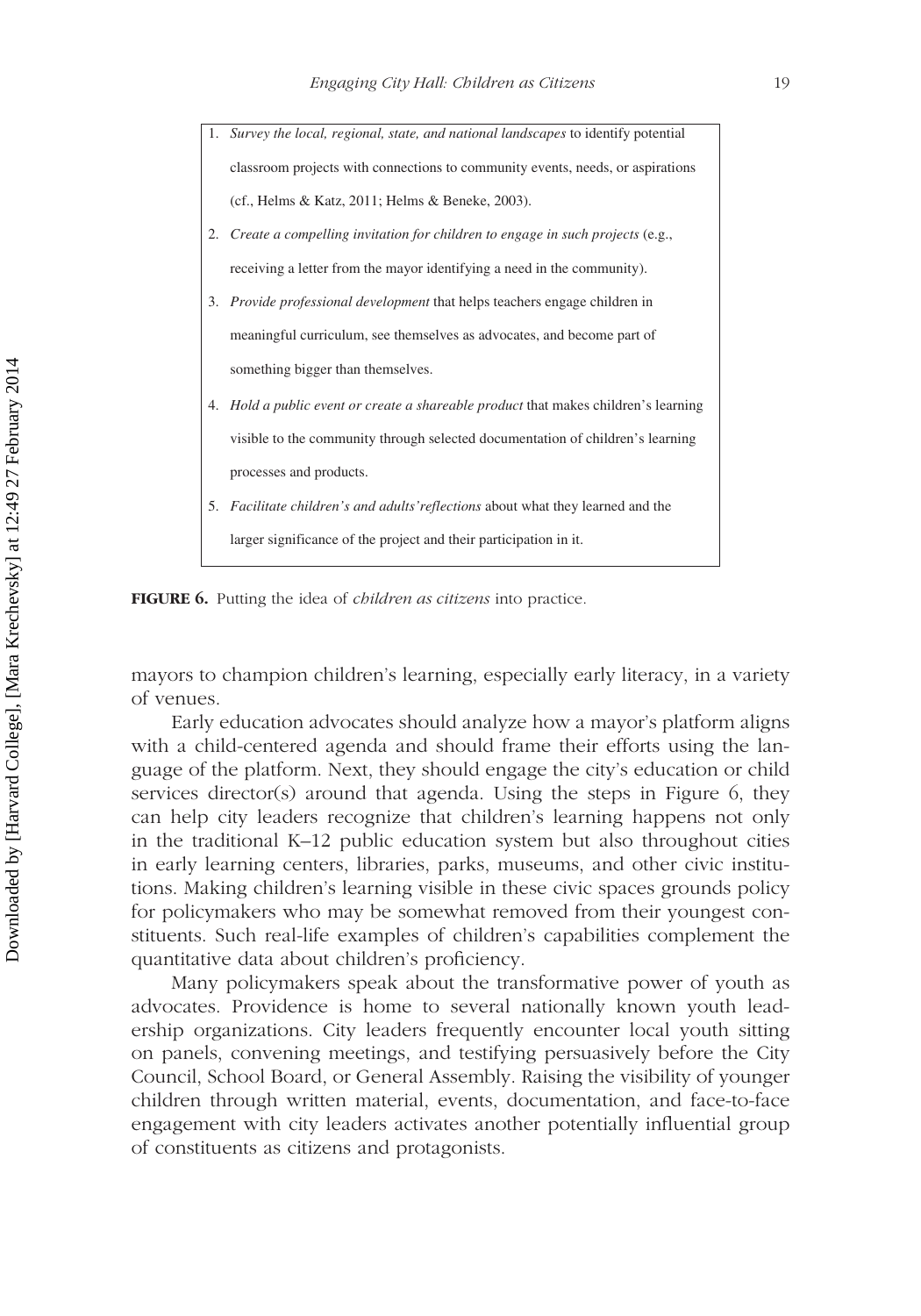1. *Survey the local, regional, state, and national landscapes* to identify potential classroom projects with connections to community events, needs, or aspirations (cf., Helms & Katz, 2011; Helms & Beneke, 2003).
2. *Create a compelling invitation for children to engage in such projects* (e.g., receiving a letter from the mayor identifying a need in the community).
3. *Provide professional development* that helps teachers engage children in meaningful curriculum, see themselves as advocates, and become part of something bigger than themselves.
4. *Hold a public event or create a shareable product* that makes children's learning visible to the community through selected documentation of children's learning processes and products.
5. *Facilitate children's and adults' reflections* about what they learned and the larger significance of the project and their participation in it.

**FIGURE 6.** Putting the idea of *children as citizens* into practice.

mayors to champion children's learning, especially early literacy, in a variety of venues.

Early education advocates should analyze how a mayor's platform aligns with a child-centered agenda and should frame their efforts using the language of the platform. Next, they should engage the city's education or child services director(s) around that agenda. Using the steps in Figure 6, they can help city leaders recognize that children's learning happens not only in the traditional K–12 public education system but also throughout cities in early learning centers, libraries, parks, museums, and other civic institutions. Making children's learning visible in these civic spaces grounds policy for policymakers who may be somewhat removed from their youngest constituents. Such real-life examples of children's capabilities complement the quantitative data about children's proficiency.

Many policymakers speak about the transformative power of youth as advocates. Providence is home to several nationally known youth leadership organizations. City leaders frequently encounter local youth sitting on panels, convening meetings, and testifying persuasively before the City Council, School Board, or General Assembly. Raising the visibility of younger children through written material, events, documentation, and face-to-face engagement with city leaders activates another potentially influential group of constituents as citizens and protagonists.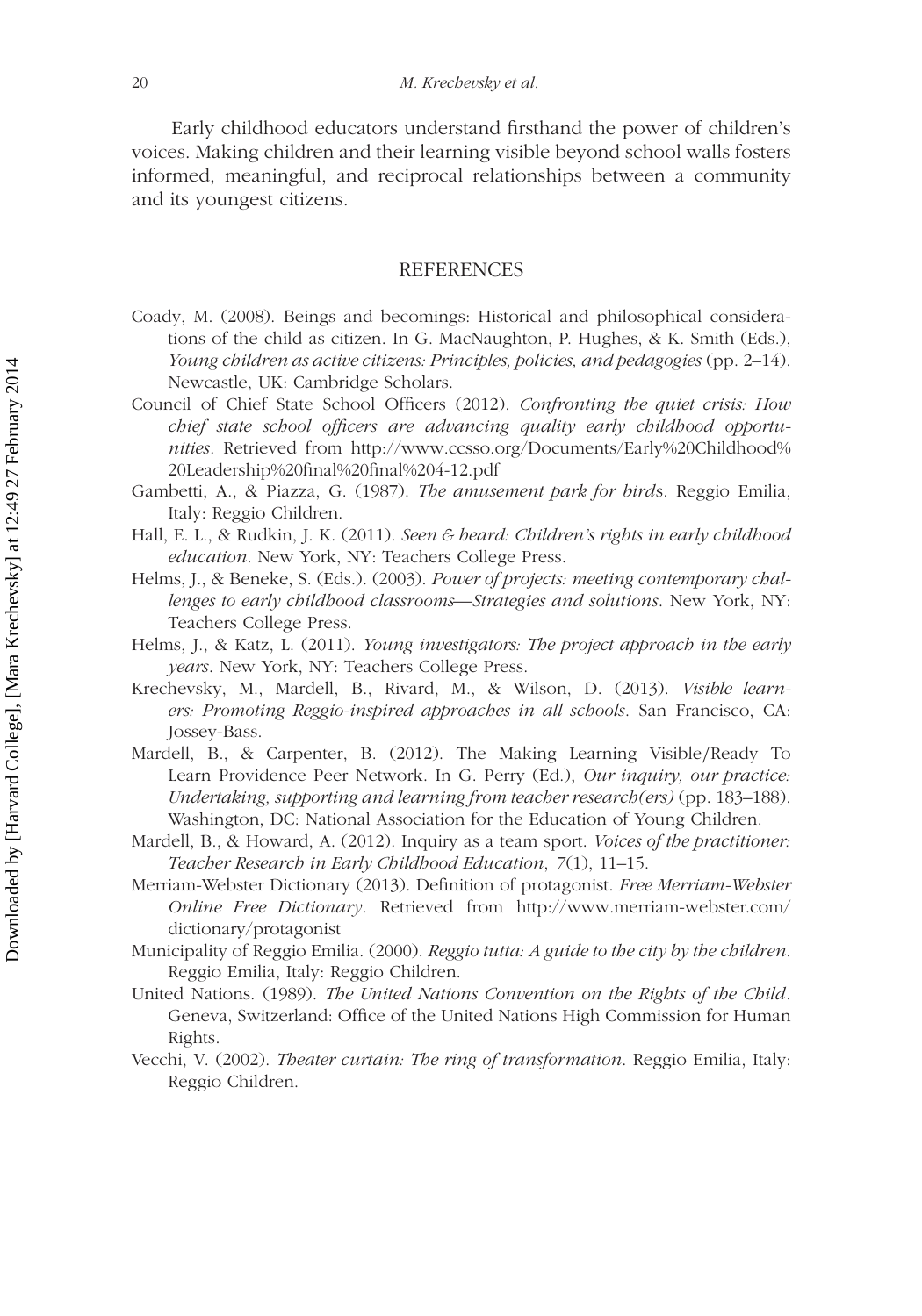Early childhood educators understand firsthand the power of children's voices. Making children and their learning visible beyond school walls fosters informed, meaningful, and reciprocal relationships between a community and its youngest citizens.

## REFERENCES

Coady, M. (2008). Beings and becomings: Historical and philosophical considerations of the child as citizen. In G. MacNaughton, P. Hughes, & K. Smith (Eds.), *Young children as active citizens: Principles, policies, and pedagogies* (pp. 2–14). Newcastle, UK: Cambridge Scholars.

Council of Chief State School Officers (2012). *Confronting the quiet crisis: How chief state school officers are advancing quality early childhood opportunities*. Retrieved from http://www.ccsso.org/Documents/Early%20Childhood%20Leadership%20final%20final%204-12.pdf

Gambetti, A., & Piazza, G. (1987). *The amusement park for birds*. Reggio Emilia, Italy: Reggio Children.

Hall, E. L., & Rudkin, J. K. (2011). *Seen & heard: Children's rights in early childhood education*. New York, NY: Teachers College Press.

Helms, J., & Beneke, S. (Eds.). (2003). *Power of projects: meeting contemporary challenges to early childhood classrooms—Strategies and solutions*. New York, NY: Teachers College Press.

Helms, J., & Katz, L. (2011). *Young investigators: The project approach in the early years*. New York, NY: Teachers College Press.

Krechevsky, M., Mardell, B., Rivard, M., & Wilson, D. (2013). *Visible learners: Promoting Reggio-inspired approaches in all schools*. San Francisco, CA: Jossey-Bass.

Mardell, B., & Carpenter, B. (2012). The Making Learning Visible/Ready To Learn Providence Peer Network. In G. Perry (Ed.), *Our inquiry, our practice: Undertaking, supporting and learning from teacher research(ers)* (pp. 183–188). Washington, DC: National Association for the Education of Young Children.

Mardell, B., & Howard, A. (2012). Inquiry as a team sport. *Voices of the practitioner: Teacher Research in Early Childhood Education*, *7*(1), 11–15.

Merriam-Webster Dictionary (2013). Definition of protagonist. *Free Merriam-Webster Online Free Dictionary*. Retrieved from http://www.merriam-webster.com/dictionary/protagonist

Municipality of Reggio Emilia. (2000). *Reggio tutta: A guide to the city by the children*. Reggio Emilia, Italy: Reggio Children.

United Nations. (1989). *The United Nations Convention on the Rights of the Child*. Geneva, Switzerland: Office of the United Nations High Commission for Human Rights.

Vecchi, V. (2002). *Theater curtain: The ring of transformation*. Reggio Emilia, Italy: Reggio Children.